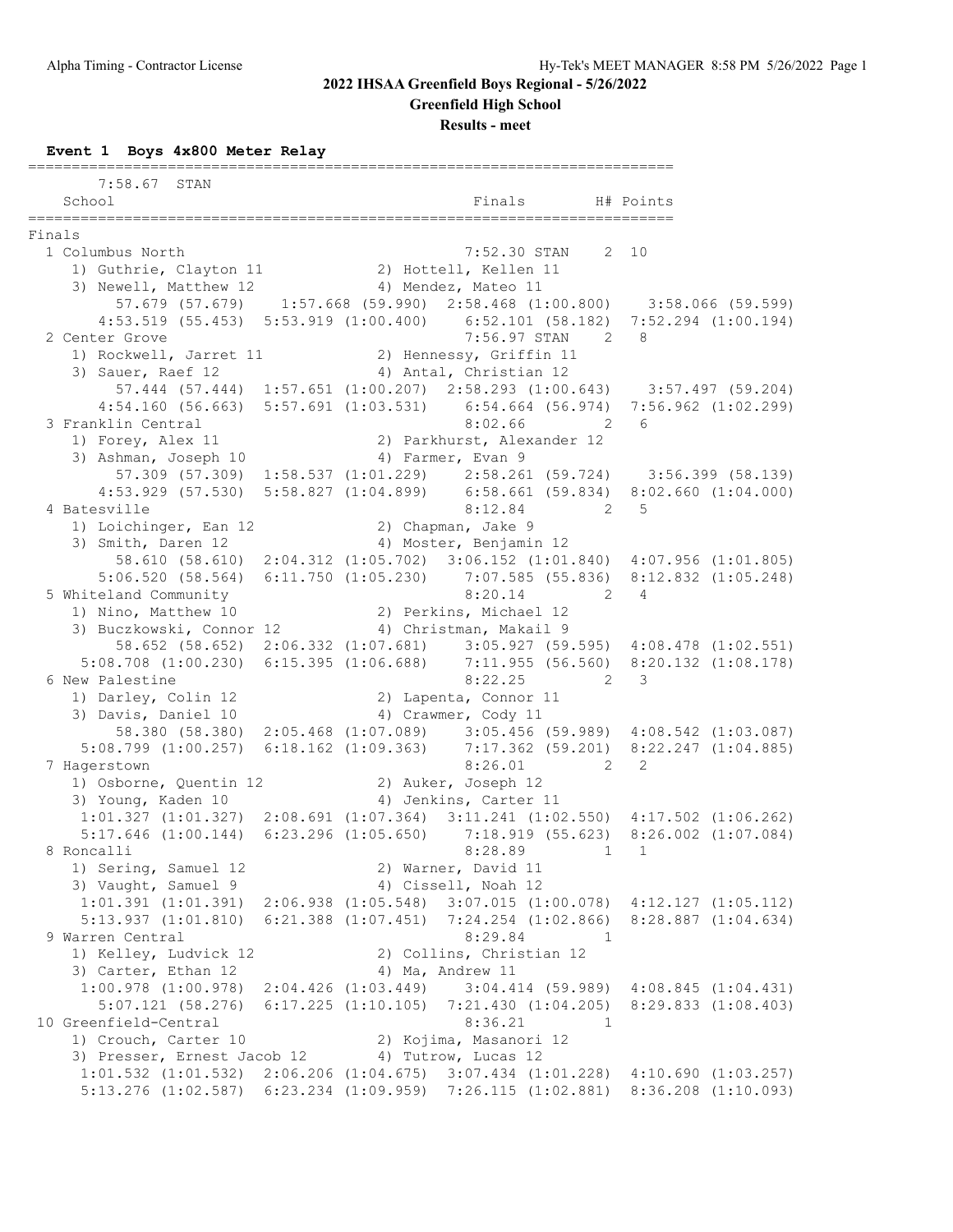# 2022 IHSAA Greenfield Boys Regional - 5/26/2022

## Greenfield High School

### Results - meet

**Event 1 Boys 4x800 Meter Relay**

```
===========================================================================
      7:58.67  STAN
    School                                          Finals        H# Points
===========================================================================
Finals
  1 Columbus North                                 7:52.30 STAN    2  10
     1) Guthrie, Clayton 11             2) Hottell, Kellen 11
     3) Newell, Matthew 12              4) Mendez, Mateo 11
          57.679 (57.679)    1:57.668 (59.990)  2:58.468 (1:00.800)    3:58.066 (59.599)
        4:53.519 (55.453)  5:53.919 (1:00.400)    6:52.101 (58.182)  7:52.294 (1:00.194)
  2 Center Grove                                   7:56.97 STAN    2   8
     1) Rockwell, Jarret 11             2) Hennessy, Griffin 11
     3) Sauer, Raef 12                  4) Antal, Christian 12
          57.444 (57.444)  1:57.651 (1:00.207)  2:58.293 (1:00.643)    3:57.497 (59.204)
        4:54.160 (56.663)  5:57.691 (1:03.531)    6:54.664 (56.974)  7:56.962 (1:02.299)
  3 Franklin Central                               8:02.66         2   6
     1) Forey, Alex 11                  2) Parkhurst, Alexander 12
     3) Ashman, Joseph 10               4) Farmer, Evan 9
          57.309 (57.309)  1:58.537 (1:01.229)    2:58.261 (59.724)    3:56.399 (58.139)
        4:53.929 (57.530)  5:58.827 (1:04.899)    6:58.661 (59.834)  8:02.660 (1:04.000)
  4 Batesville                                     8:12.84         2   5
     1) Loichinger, Ean 12              2) Chapman, Jake 9
     3) Smith, Daren 12                 4) Moster, Benjamin 12
          58.610 (58.610)  2:04.312 (1:05.702)  3:06.152 (1:01.840)  4:07.956 (1:01.805)
        5:06.520 (58.564)  6:11.750 (1:05.230)    7:07.585 (55.836)  8:12.832 (1:05.248)
  5 Whiteland Community                            8:20.14         2   4
     1) Nino, Matthew 10                2) Perkins, Michael 12
     3) Buczkowski, Connor 12           4) Christman, Makail 9
          58.652 (58.652)  2:06.332 (1:07.681)    3:05.927 (59.595)  4:08.478 (1:02.551)
      5:08.708 (1:00.230)  6:15.395 (1:06.688)    7:11.955 (56.560)  8:20.132 (1:08.178)
  6 New Palestine                                  8:22.25         2   3
     1) Darley, Colin 12                2) Lapenta, Connor 11
     3) Davis, Daniel 10                4) Crawmer, Cody 11
          58.380 (58.380)  2:05.468 (1:07.089)    3:05.456 (59.989)  4:08.542 (1:03.087)
      5:08.799 (1:00.257)  6:18.162 (1:09.363)    7:17.362 (59.201)  8:22.247 (1:04.885)
  7 Hagerstown                                     8:26.01         2   2
     1) Osborne, Quentin 12             2) Auker, Joseph 12
     3) Young, Kaden 10                 4) Jenkins, Carter 11
      1:01.327 (1:01.327)  2:08.691 (1:07.364)  3:11.241 (1:02.550)  4:17.502 (1:06.262)
      5:17.646 (1:00.144)  6:23.296 (1:05.650)    7:18.919 (55.623)  8:26.002 (1:07.084)
  8 Roncalli                                       8:28.89         1   1
     1) Sering, Samuel 12               2) Warner, David 11
     3) Vaught, Samuel 9                4) Cissell, Noah 12
      1:01.391 (1:01.391)  2:06.938 (1:05.548)  3:07.015 (1:00.078)  4:12.127 (1:05.112)
      5:13.937 (1:01.810)  6:21.388 (1:07.451)  7:24.254 (1:02.866)  8:28.887 (1:04.634)
  9 Warren Central                                 8:29.84         1
     1) Kelley, Ludvick 12              2) Collins, Christian 12
     3) Carter, Ethan 12                4) Ma, Andrew 11
      1:00.978 (1:00.978)  2:04.426 (1:03.449)    3:04.414 (59.989)  4:08.845 (1:04.431)
        5:07.121 (58.276)  6:17.225 (1:10.105)  7:21.430 (1:04.205)  8:29.833 (1:08.403)
 10 Greenfield-Central                             8:36.21         1
     1) Crouch, Carter 10               2) Kojima, Masanori 12
     3) Presser, Ernest Jacob 12        4) Tutrow, Lucas 12
      1:01.532 (1:01.532)  2:06.206 (1:04.675)  3:07.434 (1:01.228)  4:10.690 (1:03.257)
      5:13.276 (1:02.587)  6:23.234 (1:09.959)  7:26.115 (1:02.881)  8:36.208 (1:10.093)
```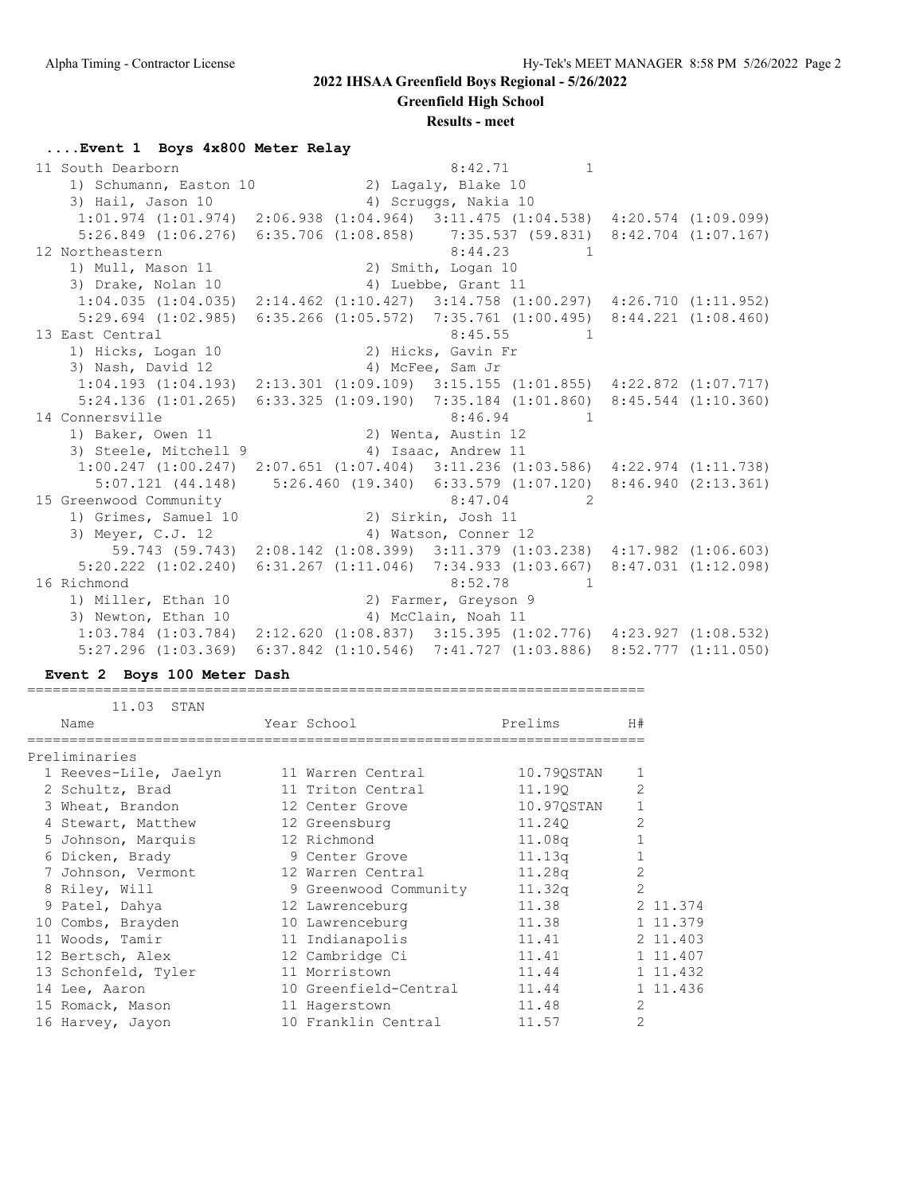## 2022 IHSAA Greenfield Boys Regional - 5/26/2022

**Greenfield High School**

**Results - meet**

### ....Event 1 Boys 4x800 Meter Relay

```
 11 South Dearborn                                    8:42.71         1
    1) Schumann, Easton 10            2) Lagaly, Blake 10
    3) Hail, Jason 10                 4) Scruggs, Nakia 10
     1:01.974 (1:01.974)  2:06.938 (1:04.964)  3:11.475 (1:04.538)  4:20.574 (1:09.099)
     5:26.849 (1:06.276)  6:35.706 (1:08.858)    7:35.537 (59.831)  8:42.704 (1:07.167)
 12 Northeastern                                      8:44.23         1
    1) Mull, Mason 11                 2) Smith, Logan 10
    3) Drake, Nolan 10                4) Luebbe, Grant 11
     1:04.035 (1:04.035)  2:14.462 (1:10.427)  3:14.758 (1:00.297)  4:26.710 (1:11.952)
     5:29.694 (1:02.985)  6:35.266 (1:05.572)  7:35.761 (1:00.495)  8:44.221 (1:08.460)
 13 East Central                                      8:45.55         1
    1) Hicks, Logan 10                2) Hicks, Gavin Fr
    3) Nash, David 12                 4) McFee, Sam Jr
     1:04.193 (1:04.193)  2:13.301 (1:09.109)  3:15.155 (1:01.855)  4:22.872 (1:07.717)
     5:24.136 (1:01.265)  6:33.325 (1:09.190)  7:35.184 (1:01.860)  8:45.544 (1:10.360)
 14 Connersville                                      8:46.94         1
    1) Baker, Owen 11                 2) Wenta, Austin 12
    3) Steele, Mitchell 9             4) Isaac, Andrew 11
     1:00.247 (1:00.247)  2:07.651 (1:07.404)  3:11.236 (1:03.586)  4:22.974 (1:11.738)
       5:07.121 (44.148)    5:26.460 (19.340)  6:33.579 (1:07.120)  8:46.940 (2:13.361)
 15 Greenwood Community                               8:47.04         2
    1) Grimes, Samuel 10              2) Sirkin, Josh 11
    3) Meyer, C.J. 12                 4) Watson, Conner 12
         59.743 (59.743)  2:08.142 (1:08.399)  3:11.379 (1:03.238)  4:17.982 (1:06.603)
     5:20.222 (1:02.240)  6:31.267 (1:11.046)  7:34.933 (1:03.667)  8:47.031 (1:12.098)
 16 Richmond                                          8:52.78         1
    1) Miller, Ethan 10               2) Farmer, Greyson 9
    3) Newton, Ethan 10               4) McClain, Noah 11
     1:03.784 (1:03.784)  2:12.620 (1:08.837)  3:15.395 (1:02.776)  4:23.927 (1:08.532)
     5:27.296 (1:03.369)  6:37.842 (1:10.546)  7:41.727 (1:03.886)  8:52.777 (1:11.050)
```

### Event 2 Boys 100 Meter Dash

11.03 STAN

| | Name | Year | School | Prelims | H# | |
|---|---|---|---|---|---|---|
| **Preliminaries** | | | | | | |
| 1 | Reeves-Lile, Jaelyn | 11 | Warren Central | 10.79QSTAN | 1 | |
| 2 | Schultz, Brad | 11 | Triton Central | 11.19Q | 2 | |
| 3 | Wheat, Brandon | 12 | Center Grove | 10.97QSTAN | 1 | |
| 4 | Stewart, Matthew | 12 | Greensburg | 11.24Q | 2 | |
| 5 | Johnson, Marquis | 12 | Richmond | 11.08q | 1 | |
| 6 | Dicken, Brady | 9 | Center Grove | 11.13q | 1 | |
| 7 | Johnson, Vermont | 12 | Warren Central | 11.28q | 2 | |
| 8 | Riley, Will | 9 | Greenwood Community | 11.32q | 2 | |
| 9 | Patel, Dahya | 12 | Lawrenceburg | 11.38 | 2 | 11.374 |
| 10 | Combs, Brayden | 10 | Lawrenceburg | 11.38 | 1 | 11.379 |
| 11 | Woods, Tamir | 11 | Indianapolis | 11.41 | 2 | 11.403 |
| 12 | Bertsch, Alex | 12 | Cambridge Ci | 11.41 | 1 | 11.407 |
| 13 | Schonfeld, Tyler | 11 | Morristown | 11.44 | 1 | 11.432 |
| 14 | Lee, Aaron | 10 | Greenfield-Central | 11.44 | 1 | 11.436 |
| 15 | Romack, Mason | 11 | Hagerstown | 11.48 | 2 | |
| 16 | Harvey, Jayon | 10 | Franklin Central | 11.57 | 2 | |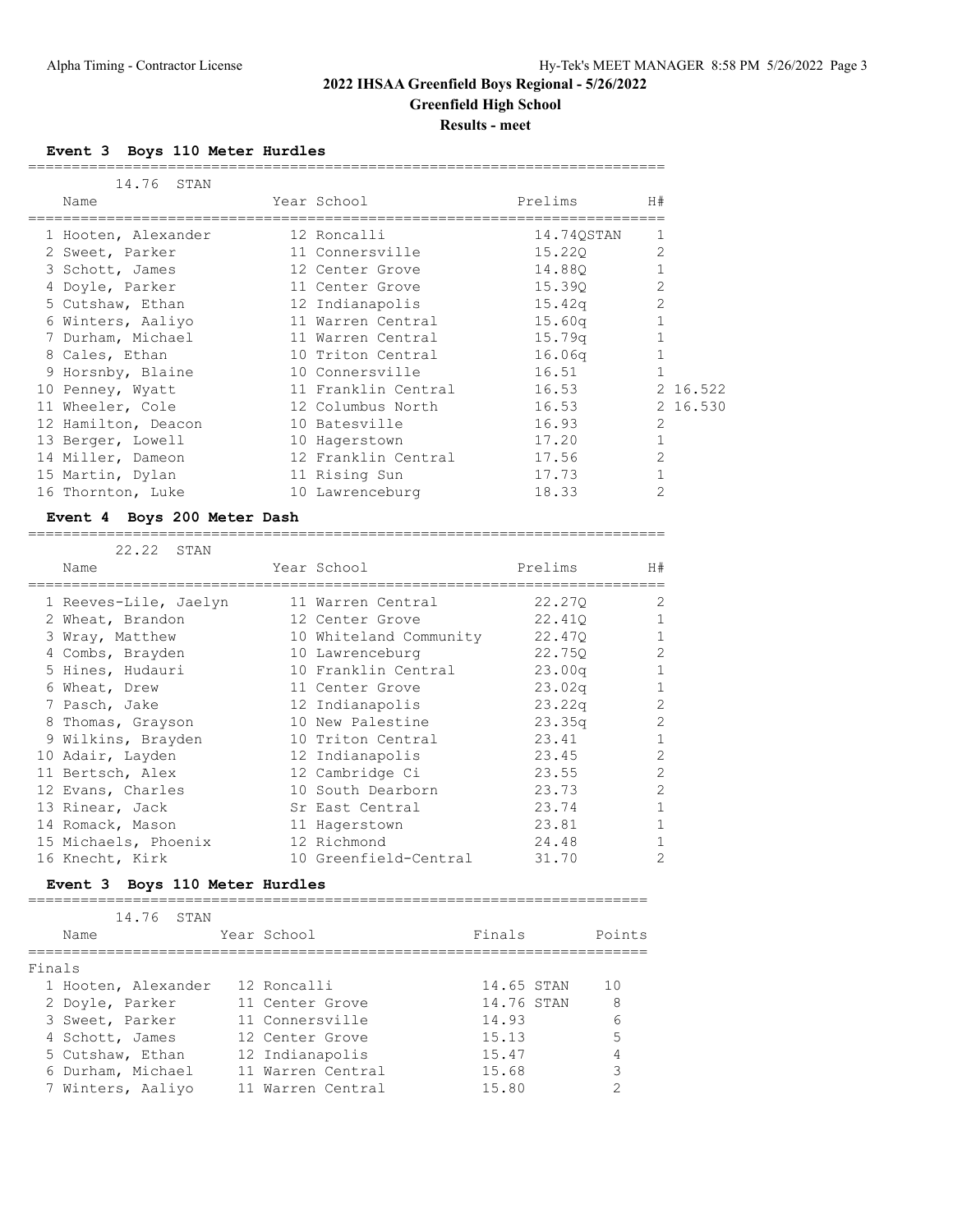## 2022 IHSAA Greenfield Boys Regional - 5/26/2022

### Greenfield High School

### Results - meet

#### Event 3 Boys 110 Meter Hurdles

14.76 STAN

| Name | Year | School | Prelims | H# | |
|---|---|---|---|---|---|
| 1 Hooten, Alexander | 12 | Roncalli | 14.74QSTAN | 1 | |
| 2 Sweet, Parker | 11 | Connersville | 15.22Q | 2 | |
| 3 Schott, James | 12 | Center Grove | 14.88Q | 1 | |
| 4 Doyle, Parker | 11 | Center Grove | 15.39Q | 2 | |
| 5 Cutshaw, Ethan | 12 | Indianapolis | 15.42q | 2 | |
| 6 Winters, Aaliyo | 11 | Warren Central | 15.60q | 1 | |
| 7 Durham, Michael | 11 | Warren Central | 15.79q | 1 | |
| 8 Cales, Ethan | 10 | Triton Central | 16.06q | 1 | |
| 9 Horsnby, Blaine | 10 | Connersville | 16.51 | 1 | |
| 10 Penney, Wyatt | 11 | Franklin Central | 16.53 | 2 | 16.522 |
| 11 Wheeler, Cole | 12 | Columbus North | 16.53 | 2 | 16.530 |
| 12 Hamilton, Deacon | 10 | Batesville | 16.93 | 2 | |
| 13 Berger, Lowell | 10 | Hagerstown | 17.20 | 1 | |
| 14 Miller, Dameon | 12 | Franklin Central | 17.56 | 2 | |
| 15 Martin, Dylan | 11 | Rising Sun | 17.73 | 1 | |
| 16 Thornton, Luke | 10 | Lawrenceburg | 18.33 | 2 | |

#### Event 4 Boys 200 Meter Dash

22.22 STAN

| Name | Year | School | Prelims | H# |
|---|---|---|---|---|
| 1 Reeves-Lile, Jaelyn | 11 | Warren Central | 22.27Q | 2 |
| 2 Wheat, Brandon | 12 | Center Grove | 22.41Q | 1 |
| 3 Wray, Matthew | 10 | Whiteland Community | 22.47Q | 1 |
| 4 Combs, Brayden | 10 | Lawrenceburg | 22.75Q | 2 |
| 5 Hines, Hudauri | 10 | Franklin Central | 23.00q | 1 |
| 6 Wheat, Drew | 11 | Center Grove | 23.02q | 1 |
| 7 Pasch, Jake | 12 | Indianapolis | 23.22q | 2 |
| 8 Thomas, Grayson | 10 | New Palestine | 23.35q | 2 |
| 9 Wilkins, Brayden | 10 | Triton Central | 23.41 | 1 |
| 10 Adair, Layden | 12 | Indianapolis | 23.45 | 2 |
| 11 Bertsch, Alex | 12 | Cambridge Ci | 23.55 | 2 |
| 12 Evans, Charles | 10 | South Dearborn | 23.73 | 2 |
| 13 Rinear, Jack | Sr | East Central | 23.74 | 1 |
| 14 Romack, Mason | 11 | Hagerstown | 23.81 | 1 |
| 15 Michaels, Phoenix | 12 | Richmond | 24.48 | 1 |
| 16 Knecht, Kirk | 10 | Greenfield-Central | 31.70 | 2 |

#### Event 3 Boys 110 Meter Hurdles

14.76 STAN

Finals

| Name | Year | School | Finals | Points |
|---|---|---|---|---|
| 1 Hooten, Alexander | 12 | Roncalli | 14.65 STAN | 10 |
| 2 Doyle, Parker | 11 | Center Grove | 14.76 STAN | 8 |
| 3 Sweet, Parker | 11 | Connersville | 14.93 | 6 |
| 4 Schott, James | 12 | Center Grove | 15.13 | 5 |
| 5 Cutshaw, Ethan | 12 | Indianapolis | 15.47 | 4 |
| 6 Durham, Michael | 11 | Warren Central | 15.68 | 3 |
| 7 Winters, Aaliyo | 11 | Warren Central | 15.80 | 2 |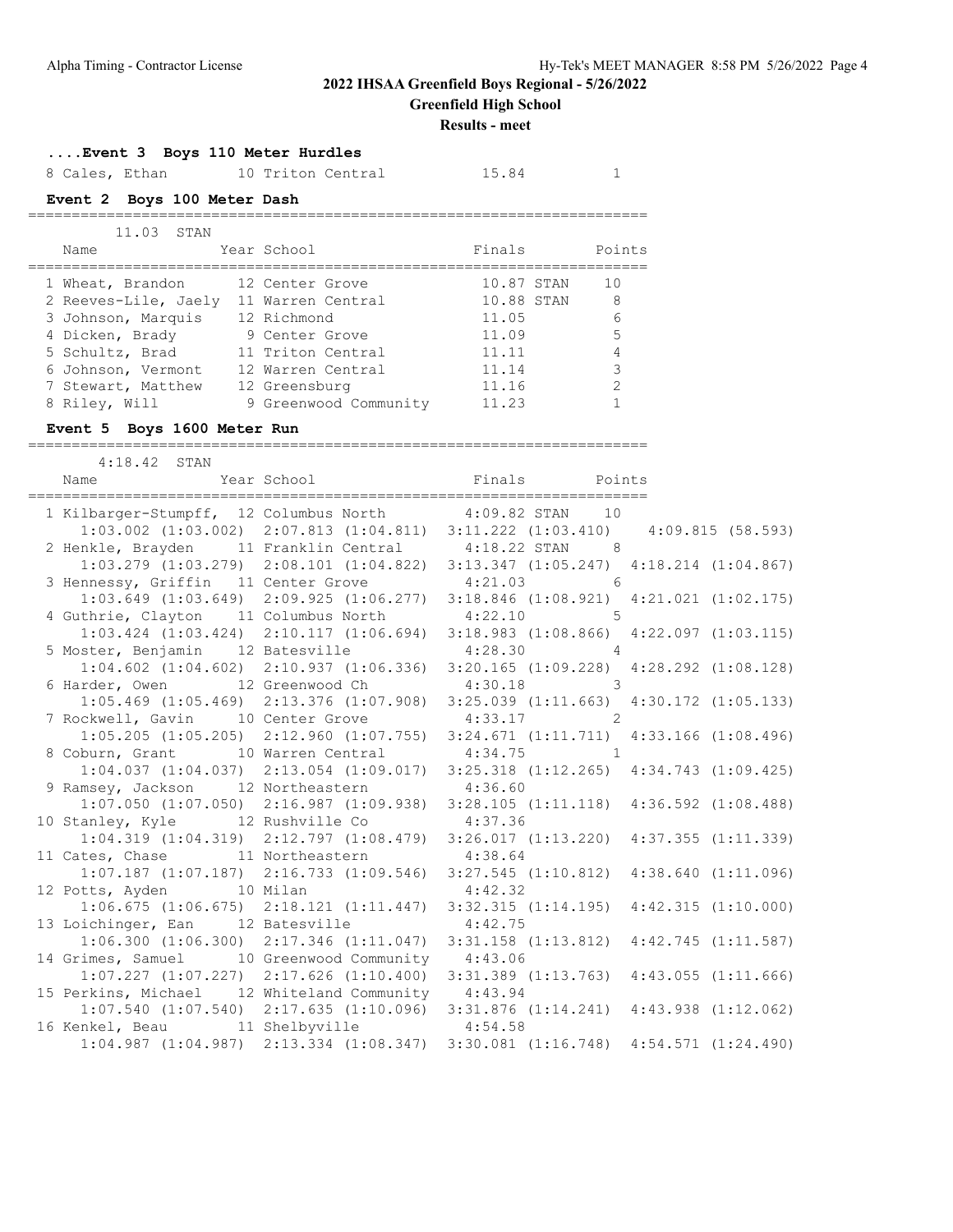## 2022 IHSAA Greenfield Boys Regional - 5/26/2022

### Greenfield High School

### Results - meet

#### ....Event 3 Boys 110 Meter Hurdles

| Place | Name | Year | School | Finals | Points |
|---|---|---|---|---|---|
| 8 | Cales, Ethan | 10 | Triton Central | 15.84 | 1 |

#### Event 2 Boys 100 Meter Dash

11.03 STAN

| Place | Name | Year | School | Finals | | Points |
|---|---|---|---|---|---|---|
| 1 | Wheat, Brandon | 12 | Center Grove | 10.87 | STAN | 10 |
| 2 | Reeves-Lile, Jaely | 11 | Warren Central | 10.88 | STAN | 8 |
| 3 | Johnson, Marquis | 12 | Richmond | 11.05 | | 6 |
| 4 | Dicken, Brady | 9 | Center Grove | 11.09 | | 5 |
| 5 | Schultz, Brad | 11 | Triton Central | 11.11 | | 4 |
| 6 | Johnson, Vermont | 12 | Warren Central | 11.14 | | 3 |
| 7 | Stewart, Matthew | 12 | Greensburg | 11.16 | | 2 |
| 8 | Riley, Will | 9 | Greenwood Community | 11.23 | | 1 |

#### Event 5 Boys 1600 Meter Run

4:18.42 STAN

| Place | Name | Year | School | Finals | | Points |
|---|---|---|---|---|---|---|
| 1 | Kilbarger-Stumpff, | 12 | Columbus North | 4:09.82 | STAN | 10 |
| | 1:03.002 (1:03.002) 2:07.813 (1:04.811) 3:11.222 (1:03.410) 4:09.815 (58.593) | | | | | |
| 2 | Henkle, Brayden | 11 | Franklin Central | 4:18.22 | STAN | 8 |
| | 1:03.279 (1:03.279) 2:08.101 (1:04.822) 3:13.347 (1:05.247) 4:18.214 (1:04.867) | | | | | |
| 3 | Hennessy, Griffin | 11 | Center Grove | 4:21.03 | | 6 |
| | 1:03.649 (1:03.649) 2:09.925 (1:06.277) 3:18.846 (1:08.921) 4:21.021 (1:02.175) | | | | | |
| 4 | Guthrie, Clayton | 11 | Columbus North | 4:22.10 | | 5 |
| | 1:03.424 (1:03.424) 2:10.117 (1:06.694) 3:18.983 (1:08.866) 4:22.097 (1:03.115) | | | | | |
| 5 | Moster, Benjamin | 12 | Batesville | 4:28.30 | | 4 |
| | 1:04.602 (1:04.602) 2:10.937 (1:06.336) 3:20.165 (1:09.228) 4:28.292 (1:08.128) | | | | | |
| 6 | Harder, Owen | 12 | Greenwood Ch | 4:30.18 | | 3 |
| | 1:05.469 (1:05.469) 2:13.376 (1:07.908) 3:25.039 (1:11.663) 4:30.172 (1:05.133) | | | | | |
| 7 | Rockwell, Gavin | 10 | Center Grove | 4:33.17 | | 2 |
| | 1:05.205 (1:05.205) 2:12.960 (1:07.755) 3:24.671 (1:11.711) 4:33.166 (1:08.496) | | | | | |
| 8 | Coburn, Grant | 10 | Warren Central | 4:34.75 | | 1 |
| | 1:04.037 (1:04.037) 2:13.054 (1:09.017) 3:25.318 (1:12.265) 4:34.743 (1:09.425) | | | | | |
| 9 | Ramsey, Jackson | 12 | Northeastern | 4:36.60 | | |
| | 1:07.050 (1:07.050) 2:16.987 (1:09.938) 3:28.105 (1:11.118) 4:36.592 (1:08.488) | | | | | |
| 10 | Stanley, Kyle | 12 | Rushville Co | 4:37.36 | | |
| | 1:04.319 (1:04.319) 2:12.797 (1:08.479) 3:26.017 (1:13.220) 4:37.355 (1:11.339) | | | | | |
| 11 | Cates, Chase | 11 | Northeastern | 4:38.64 | | |
| | 1:07.187 (1:07.187) 2:16.733 (1:09.546) 3:27.545 (1:10.812) 4:38.640 (1:11.096) | | | | | |
| 12 | Potts, Ayden | 10 | Milan | 4:42.32 | | |
| | 1:06.675 (1:06.675) 2:18.121 (1:11.447) 3:32.315 (1:14.195) 4:42.315 (1:10.000) | | | | | |
| 13 | Loichinger, Ean | 12 | Batesville | 4:42.75 | | |
| | 1:06.300 (1:06.300) 2:17.346 (1:11.047) 3:31.158 (1:13.812) 4:42.745 (1:11.587) | | | | | |
| 14 | Grimes, Samuel | 10 | Greenwood Community | 4:43.06 | | |
| | 1:07.227 (1:07.227) 2:17.626 (1:10.400) 3:31.389 (1:13.763) 4:43.055 (1:11.666) | | | | | |
| 15 | Perkins, Michael | 12 | Whiteland Community | 4:43.94 | | |
| | 1:07.540 (1:07.540) 2:17.635 (1:10.096) 3:31.876 (1:14.241) 4:43.938 (1:12.062) | | | | | |
| 16 | Kenkel, Beau | 11 | Shelbyville | 4:54.58 | | |
| | 1:04.987 (1:04.987) 2:13.334 (1:08.347) 3:30.081 (1:16.748) 4:54.571 (1:24.490) | | | | | |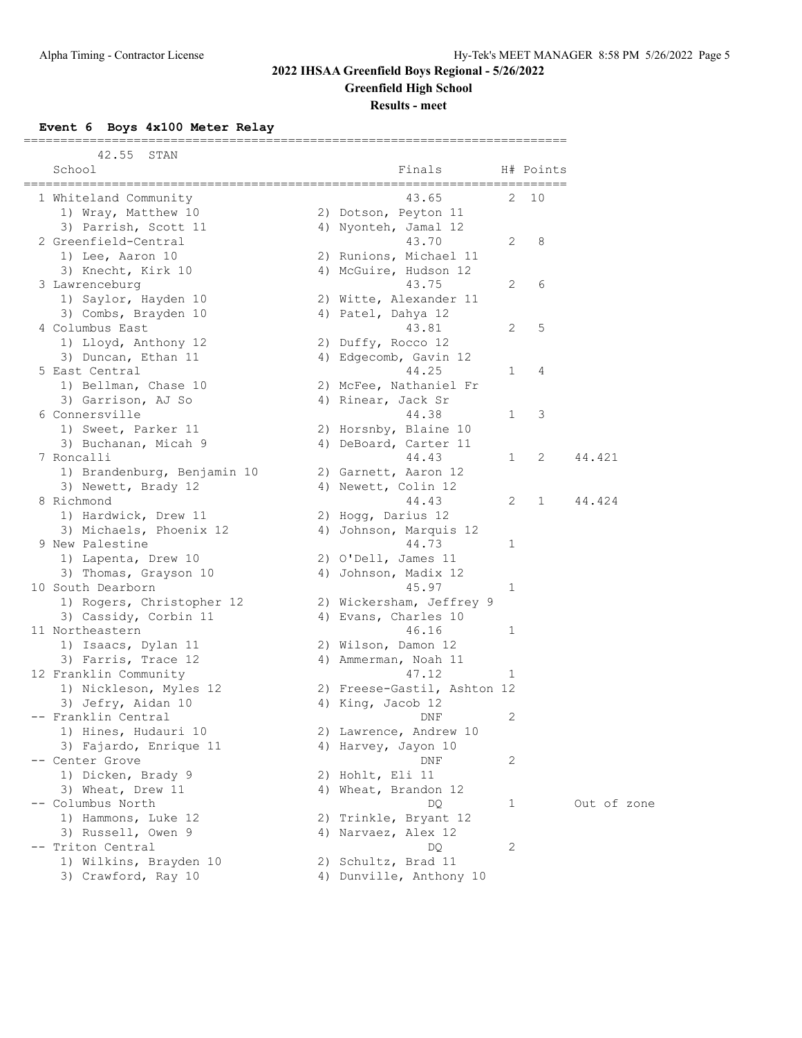## 2022 IHSAA Greenfield Boys Regional - 5/26/2022

### Greenfield High School

### Results - meet

**Event 6 Boys 4x100 Meter Relay**

42.55 STAN

| Place | School | Finals | H# | Points | |
|---|---|---|---|---|---|
| 1 | Whiteland Community | 43.65 | 2 | 10 | |
| | 1) Wray, Matthew 10; 2) Dotson, Peyton 11; 3) Parrish, Scott 11; 4) Nyonteh, Jamal 12 | | | | |
| 2 | Greenfield-Central | 43.70 | 2 | 8 | |
| | 1) Lee, Aaron 10; 2) Runions, Michael 11; 3) Knecht, Kirk 10; 4) McGuire, Hudson 12 | | | | |
| 3 | Lawrenceburg | 43.75 | 2 | 6 | |
| | 1) Saylor, Hayden 10; 2) Witte, Alexander 11; 3) Combs, Brayden 10; 4) Patel, Dahya 12 | | | | |
| 4 | Columbus East | 43.81 | 2 | 5 | |
| | 1) Lloyd, Anthony 12; 2) Duffy, Rocco 12; 3) Duncan, Ethan 11; 4) Edgecomb, Gavin 12 | | | | |
| 5 | East Central | 44.25 | 1 | 4 | |
| | 1) Bellman, Chase 10; 2) McFee, Nathaniel Fr; 3) Garrison, AJ So; 4) Rinear, Jack Sr | | | | |
| 6 | Connersville | 44.38 | 1 | 3 | |
| | 1) Sweet, Parker 11; 2) Horsnby, Blaine 10; 3) Buchanan, Micah 9; 4) DeBoard, Carter 11 | | | | |
| 7 | Roncalli | 44.43 | 1 | 2 | 44.421 |
| | 1) Brandenburg, Benjamin 10; 2) Garnett, Aaron 12; 3) Newett, Brady 12; 4) Newett, Colin 12 | | | | |
| 8 | Richmond | 44.43 | 2 | 1 | 44.424 |
| | 1) Hardwick, Drew 11; 2) Hogg, Darius 12; 3) Michaels, Phoenix 12; 4) Johnson, Marquis 12 | | | | |
| 9 | New Palestine | 44.73 | 1 | | |
| | 1) Lapenta, Drew 10; 2) O'Dell, James 11; 3) Thomas, Grayson 10; 4) Johnson, Madix 12 | | | | |
| 10 | South Dearborn | 45.97 | 1 | | |
| | 1) Rogers, Christopher 12; 2) Wickersham, Jeffrey 9; 3) Cassidy, Corbin 11; 4) Evans, Charles 10 | | | | |
| 11 | Northeastern | 46.16 | 1 | | |
| | 1) Isaacs, Dylan 11; 2) Wilson, Damon 12; 3) Farris, Trace 12; 4) Ammerman, Noah 11 | | | | |
| 12 | Franklin Community | 47.12 | 1 | | |
| | 1) Nickleson, Myles 12; 2) Freese-Gastil, Ashton 12; 3) Jefry, Aidan 10; 4) King, Jacob 12 | | | | |
| -- | Franklin Central | DNF | 2 | | |
| | 1) Hines, Hudauri 10; 2) Lawrence, Andrew 10; 3) Fajardo, Enrique 11; 4) Harvey, Jayon 10 | | | | |
| -- | Center Grove | DNF | 2 | | |
| | 1) Dicken, Brady 9; 2) Hohlt, Eli 11; 3) Wheat, Drew 11; 4) Wheat, Brandon 12 | | | | |
| -- | Columbus North | DQ | 1 | | Out of zone |
| | 1) Hammons, Luke 12; 2) Trinkle, Bryant 12; 3) Russell, Owen 9; 4) Narvaez, Alex 12 | | | | |
| -- | Triton Central | DQ | 2 | | |
| | 1) Wilkins, Brayden 10; 2) Schultz, Brad 11; 3) Crawford, Ray 10; 4) Dunville, Anthony 10 | | | | |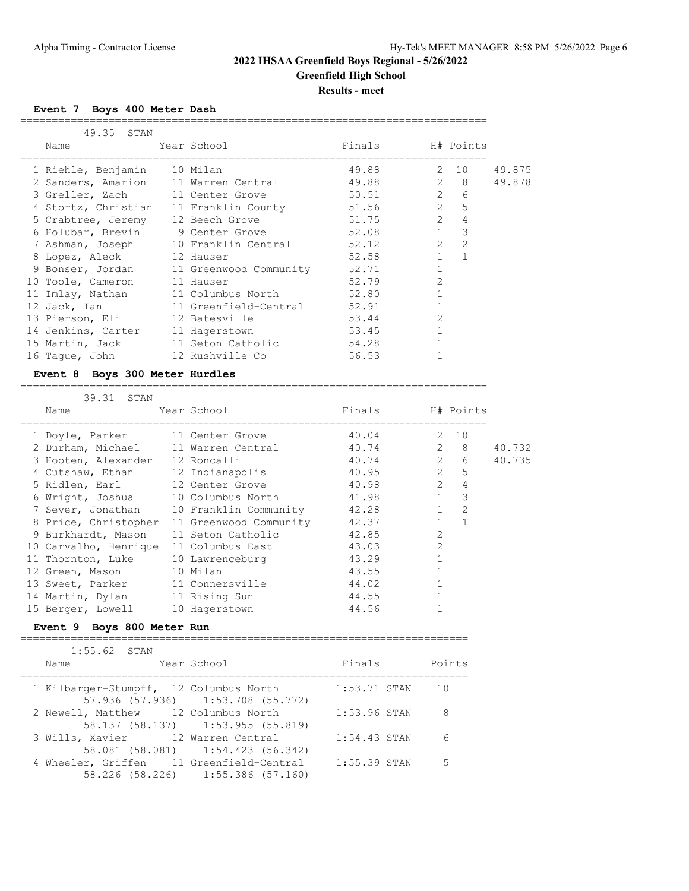## 2022 IHSAA Greenfield Boys Regional - 5/26/2022

### Greenfield High School

### Results - meet

#### Event 7 Boys 400 Meter Dash

49.35 STAN

| Place | Name | Year | School | Finals | H# | Points | |
|---|---|---|---|---|---|---|---|
| 1 | Riehle, Benjamin | 10 | Milan | 49.88 | 2 | 10 | 49.875 |
| 2 | Sanders, Amarion | 11 | Warren Central | 49.88 | 2 | 8 | 49.878 |
| 3 | Greller, Zach | 11 | Center Grove | 50.51 | 2 | 6 | |
| 4 | Stortz, Christian | 11 | Franklin County | 51.56 | 2 | 5 | |
| 5 | Crabtree, Jeremy | 12 | Beech Grove | 51.75 | 2 | 4 | |
| 6 | Holubar, Brevin | 9 | Center Grove | 52.08 | 1 | 3 | |
| 7 | Ashman, Joseph | 10 | Franklin Central | 52.12 | 2 | 2 | |
| 8 | Lopez, Aleck | 12 | Hauser | 52.58 | 1 | 1 | |
| 9 | Bonser, Jordan | 11 | Greenwood Community | 52.71 | 1 | | |
| 10 | Toole, Cameron | 11 | Hauser | 52.79 | 2 | | |
| 11 | Imlay, Nathan | 11 | Columbus North | 52.80 | 1 | | |
| 12 | Jack, Ian | 11 | Greenfield-Central | 52.91 | 1 | | |
| 13 | Pierson, Eli | 12 | Batesville | 53.44 | 2 | | |
| 14 | Jenkins, Carter | 11 | Hagerstown | 53.45 | 1 | | |
| 15 | Martin, Jack | 11 | Seton Catholic | 54.28 | 1 | | |
| 16 | Tague, John | 12 | Rushville Co | 56.53 | 1 | | |

#### Event 8 Boys 300 Meter Hurdles

39.31 STAN

| Place | Name | Year | School | Finals | H# | Points | |
|---|---|---|---|---|---|---|---|
| 1 | Doyle, Parker | 11 | Center Grove | 40.04 | 2 | 10 | |
| 2 | Durham, Michael | 11 | Warren Central | 40.74 | 2 | 8 | 40.732 |
| 3 | Hooten, Alexander | 12 | Roncalli | 40.74 | 2 | 6 | 40.735 |
| 4 | Cutshaw, Ethan | 12 | Indianapolis | 40.95 | 2 | 5 | |
| 5 | Ridlen, Earl | 12 | Center Grove | 40.98 | 2 | 4 | |
| 6 | Wright, Joshua | 10 | Columbus North | 41.98 | 1 | 3 | |
| 7 | Sever, Jonathan | 10 | Franklin Community | 42.28 | 1 | 2 | |
| 8 | Price, Christopher | 11 | Greenwood Community | 42.37 | 1 | 1 | |
| 9 | Burkhardt, Mason | 11 | Seton Catholic | 42.85 | 2 | | |
| 10 | Carvalho, Henrique | 11 | Columbus East | 43.03 | 2 | | |
| 11 | Thornton, Luke | 10 | Lawrenceburg | 43.29 | 1 | | |
| 12 | Green, Mason | 10 | Milan | 43.55 | 1 | | |
| 13 | Sweet, Parker | 11 | Connersville | 44.02 | 1 | | |
| 14 | Martin, Dylan | 11 | Rising Sun | 44.55 | 1 | | |
| 15 | Berger, Lowell | 10 | Hagerstown | 44.56 | 1 | | |

#### Event 9 Boys 800 Meter Run

1:55.62 STAN

| Place | Name | Year | School | Finals | Points |
|---|---|---|---|---|---|
| 1 | Kilbarger-Stumpff, | 12 | Columbus North | 1:53.71 STAN | 10 |
| | 57.936 (57.936) | | 1:53.708 (55.772) | | |
| 2 | Newell, Matthew | 12 | Columbus North | 1:53.96 STAN | 8 |
| | 58.137 (58.137) | | 1:53.955 (55.819) | | |
| 3 | Wills, Xavier | 12 | Warren Central | 1:54.43 STAN | 6 |
| | 58.081 (58.081) | | 1:54.423 (56.342) | | |
| 4 | Wheeler, Griffen | 11 | Greenfield-Central | 1:55.39 STAN | 5 |
| | 58.226 (58.226) | | 1:55.386 (57.160) | | |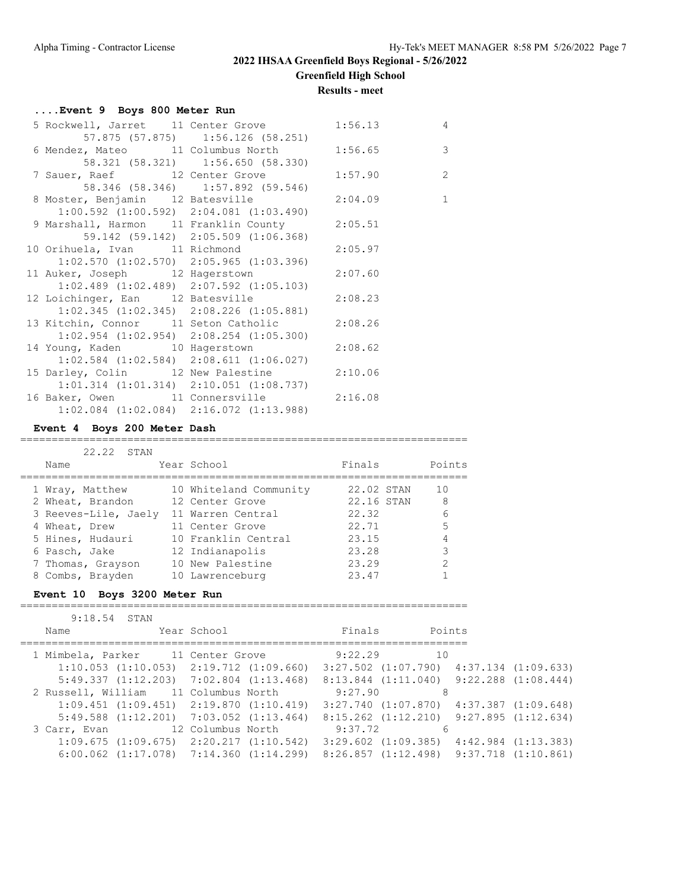## 2022 IHSAA Greenfield Boys Regional - 5/26/2022

**Greenfield High School**

**Results - meet**

### ....Event 9 Boys 800 Meter Run

| Place | Name | Year | School | Finals | Points |
|---|---|---|---|---|---|
| 5 | Rockwell, Jarret | 11 | Center Grove | 1:56.13 | 4 |
| | 57.875 (57.875) 1:56.126 (58.251) | | | | |
| 6 | Mendez, Mateo | 11 | Columbus North | 1:56.65 | 3 |
| | 58.321 (58.321) 1:56.650 (58.330) | | | | |
| 7 | Sauer, Raef | 12 | Center Grove | 1:57.90 | 2 |
| | 58.346 (58.346) 1:57.892 (59.546) | | | | |
| 8 | Moster, Benjamin | 12 | Batesville | 2:04.09 | 1 |
| | 1:00.592 (1:00.592) 2:04.081 (1:03.490) | | | | |
| 9 | Marshall, Harmon | 11 | Franklin County | 2:05.51 | |
| | 59.142 (59.142) 2:05.509 (1:06.368) | | | | |
| 10 | Orihuela, Ivan | 11 | Richmond | 2:05.97 | |
| | 1:02.570 (1:02.570) 2:05.965 (1:03.396) | | | | |
| 11 | Auker, Joseph | 12 | Hagerstown | 2:07.60 | |
| | 1:02.489 (1:02.489) 2:07.592 (1:05.103) | | | | |
| 12 | Loichinger, Ean | 12 | Batesville | 2:08.23 | |
| | 1:02.345 (1:02.345) 2:08.226 (1:05.881) | | | | |
| 13 | Kitchin, Connor | 11 | Seton Catholic | 2:08.26 | |
| | 1:02.954 (1:02.954) 2:08.254 (1:05.300) | | | | |
| 14 | Young, Kaden | 10 | Hagerstown | 2:08.62 | |
| | 1:02.584 (1:02.584) 2:08.611 (1:06.027) | | | | |
| 15 | Darley, Colin | 12 | New Palestine | 2:10.06 | |
| | 1:01.314 (1:01.314) 2:10.051 (1:08.737) | | | | |
| 16 | Baker, Owen | 11 | Connersville | 2:16.08 | |
| | 1:02.084 (1:02.084) 2:16.072 (1:13.988) | | | | |

### Event 4 Boys 200 Meter Dash

22.22 STAN

| Place | Name | Year | School | Finals | Points |
|---|---|---|---|---|---|
| 1 | Wray, Matthew | 10 | Whiteland Community | 22.02 STAN | 10 |
| 2 | Wheat, Brandon | 12 | Center Grove | 22.16 STAN | 8 |
| 3 | Reeves-Lile, Jaely | 11 | Warren Central | 22.32 | 6 |
| 4 | Wheat, Drew | 11 | Center Grove | 22.71 | 5 |
| 5 | Hines, Hudauri | 10 | Franklin Central | 23.15 | 4 |
| 6 | Pasch, Jake | 12 | Indianapolis | 23.28 | 3 |
| 7 | Thomas, Grayson | 10 | New Palestine | 23.29 | 2 |
| 8 | Combs, Brayden | 10 | Lawrenceburg | 23.47 | 1 |

### Event 10 Boys 3200 Meter Run

9:18.54 STAN

| Place | Name | Year | School | Finals | Points |
|---|---|---|---|---|---|
| 1 | Mimbela, Parker | 11 | Center Grove | 9:22.29 | 10 |
| | 1:10.053 (1:10.053) 2:19.712 (1:09.660) 3:27.502 (1:07.790) 4:37.134 (1:09.633) | | | | |
| | 5:49.337 (1:12.203) 7:02.804 (1:13.468) 8:13.844 (1:11.040) 9:22.288 (1:08.444) | | | | |
| 2 | Russell, William | 11 | Columbus North | 9:27.90 | 8 |
| | 1:09.451 (1:09.451) 2:19.870 (1:10.419) 3:27.740 (1:07.870) 4:37.387 (1:09.648) | | | | |
| | 5:49.588 (1:12.201) 7:03.052 (1:13.464) 8:15.262 (1:12.210) 9:27.895 (1:12.634) | | | | |
| 3 | Carr, Evan | 12 | Columbus North | 9:37.72 | 6 |
| | 1:09.675 (1:09.675) 2:20.217 (1:10.542) 3:29.602 (1:09.385) 4:42.984 (1:13.383) | | | | |
| | 6:00.062 (1:17.078) 7:14.360 (1:14.299) 8:26.857 (1:12.498) 9:37.718 (1:10.861) | | | | |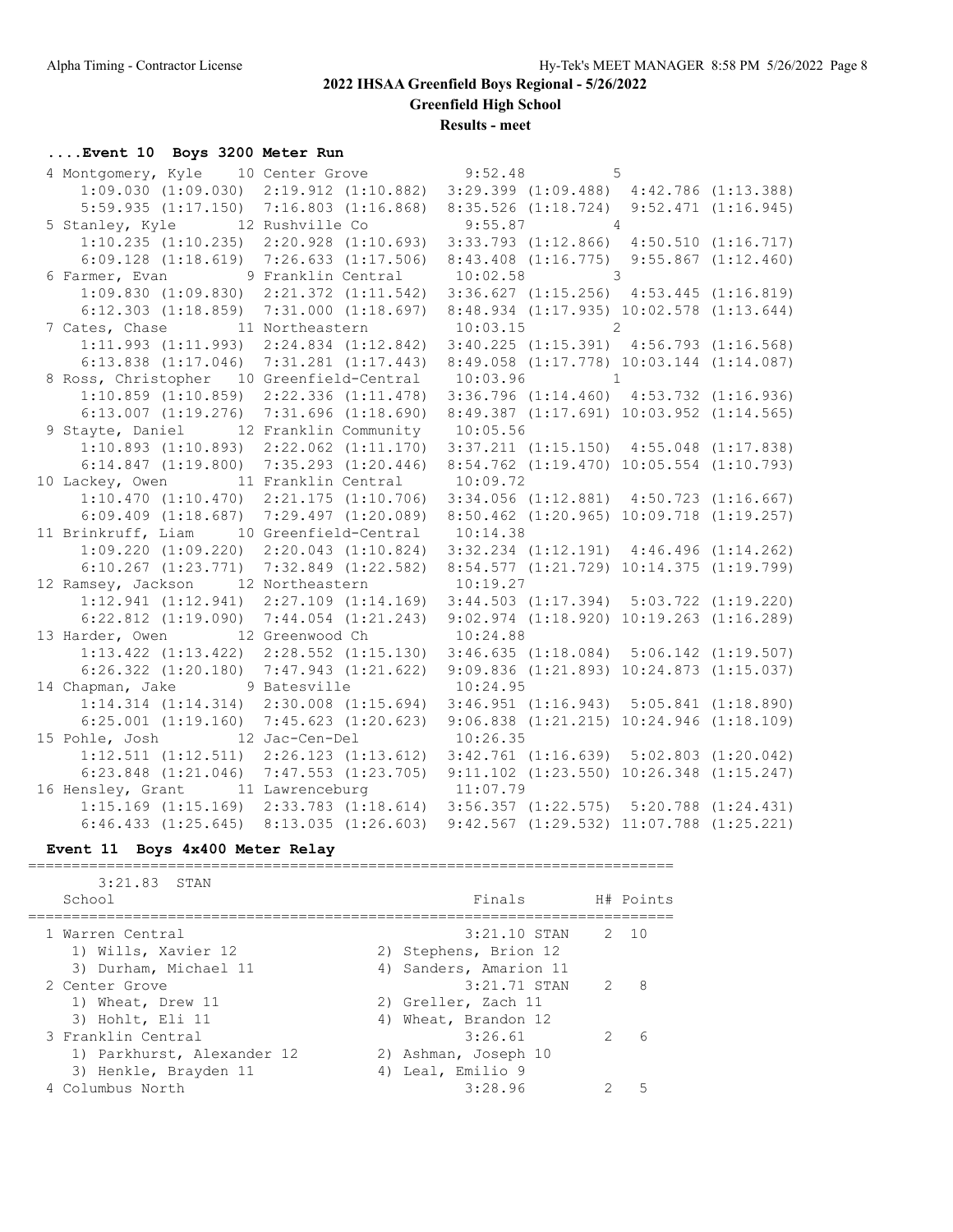## 2022 IHSAA Greenfield Boys Regional - 5/26/2022

**Greenfield High School**

**Results - meet**

### ....Event 10 Boys 3200 Meter Run

```
  4 Montgomery, Kyle     10 Center Grove          9:52.48         5
      1:09.030 (1:09.030)  2:19.912 (1:10.882)  3:29.399 (1:09.488)  4:42.786 (1:13.388)
      5:59.935 (1:17.150)  7:16.803 (1:16.868)  8:35.526 (1:18.724)  9:52.471 (1:16.945)
  5 Stanley, Kyle        12 Rushville Co          9:55.87         4
      1:10.235 (1:10.235)  2:20.928 (1:10.693)  3:33.793 (1:12.866)  4:50.510 (1:16.717)
      6:09.128 (1:18.619)  7:26.633 (1:17.506)  8:43.408 (1:16.775)  9:55.867 (1:12.460)
  6 Farmer, Evan          9 Franklin Central     10:02.58         3
      1:09.830 (1:09.830)  2:21.372 (1:11.542)  3:36.627 (1:15.256)  4:53.445 (1:16.819)
      6:12.303 (1:18.859)  7:31.000 (1:18.697)  8:48.934 (1:17.935) 10:02.578 (1:13.644)
  7 Cates, Chase         11 Northeastern         10:03.15         2
      1:11.993 (1:11.993)  2:24.834 (1:12.842)  3:40.225 (1:15.391)  4:56.793 (1:16.568)
      6:13.838 (1:17.046)  7:31.281 (1:17.443)  8:49.058 (1:17.778) 10:03.144 (1:14.087)
  8 Ross, Christopher    10 Greenfield-Central   10:03.96         1
      1:10.859 (1:10.859)  2:22.336 (1:11.478)  3:36.796 (1:14.460)  4:53.732 (1:16.936)
      6:13.007 (1:19.276)  7:31.696 (1:18.690)  8:49.387 (1:17.691) 10:03.952 (1:14.565)
  9 Stayte, Daniel       12 Franklin Community   10:05.56
      1:10.893 (1:10.893)  2:22.062 (1:11.170)  3:37.211 (1:15.150)  4:55.048 (1:17.838)
      6:14.847 (1:19.800)  7:35.293 (1:20.446)  8:54.762 (1:19.470) 10:05.554 (1:10.793)
 10 Lackey, Owen         11 Franklin Central     10:09.72
      1:10.470 (1:10.470)  2:21.175 (1:10.706)  3:34.056 (1:12.881)  4:50.723 (1:16.667)
      6:09.409 (1:18.687)  7:29.497 (1:20.089)  8:50.462 (1:20.965) 10:09.718 (1:19.257)
 11 Brinkruff, Liam      10 Greenfield-Central   10:14.38
      1:09.220 (1:09.220)  2:20.043 (1:10.824)  3:32.234 (1:12.191)  4:46.496 (1:14.262)
      6:10.267 (1:23.771)  7:32.849 (1:22.582)  8:54.577 (1:21.729) 10:14.375 (1:19.799)
 12 Ramsey, Jackson      12 Northeastern         10:19.27
      1:12.941 (1:12.941)  2:27.109 (1:14.169)  3:44.503 (1:17.394)  5:03.722 (1:19.220)
      6:22.812 (1:19.090)  7:44.054 (1:21.243)  9:02.974 (1:18.920) 10:19.263 (1:16.289)
 13 Harder, Owen         12 Greenwood Ch         10:24.88
      1:13.422 (1:13.422)  2:28.552 (1:15.130)  3:46.635 (1:18.084)  5:06.142 (1:19.507)
      6:26.322 (1:20.180)  7:47.943 (1:21.622)  9:09.836 (1:21.893) 10:24.873 (1:15.037)
 14 Chapman, Jake         9 Batesville           10:24.95
      1:14.314 (1:14.314)  2:30.008 (1:15.694)  3:46.951 (1:16.943)  5:05.841 (1:18.890)
      6:25.001 (1:19.160)  7:45.623 (1:20.623)  9:06.838 (1:21.215) 10:24.946 (1:18.109)
 15 Pohle, Josh          12 Jac-Cen-Del          10:26.35
      1:12.511 (1:12.511)  2:26.123 (1:13.612)  3:42.761 (1:16.639)  5:02.803 (1:20.042)
      6:23.848 (1:21.046)  7:47.553 (1:23.705)  9:11.102 (1:23.550) 10:26.348 (1:15.247)
 16 Hensley, Grant       11 Lawrenceburg         11:07.79
      1:15.169 (1:15.169)  2:33.783 (1:18.614)  3:56.357 (1:22.575)  5:20.788 (1:24.431)
      6:46.433 (1:25.645)  8:13.035 (1:26.603)  9:42.567 (1:29.532) 11:07.788 (1:25.221)
```

### Event 11 Boys 4x400 Meter Relay

```
==========================================================================
      3:21.83  STAN
    School                                           Finals      H# Points
==========================================================================
  1 Warren Central                                 3:21.10 STAN    2  10
     1) Wills, Xavier 12               2) Stephens, Brion 12
     3) Durham, Michael 11             4) Sanders, Amarion 11
  2 Center Grove                                   3:21.71 STAN    2   8
     1) Wheat, Drew 11                 2) Greller, Zach 11
     3) Hohlt, Eli 11                  4) Wheat, Brandon 12
  3 Franklin Central                               3:26.61         2   6
     1) Parkhurst, Alexander 12        2) Ashman, Joseph 10
     3) Henkle, Brayden 11             4) Leal, Emilio 9
  4 Columbus North                                 3:28.96         2   5
```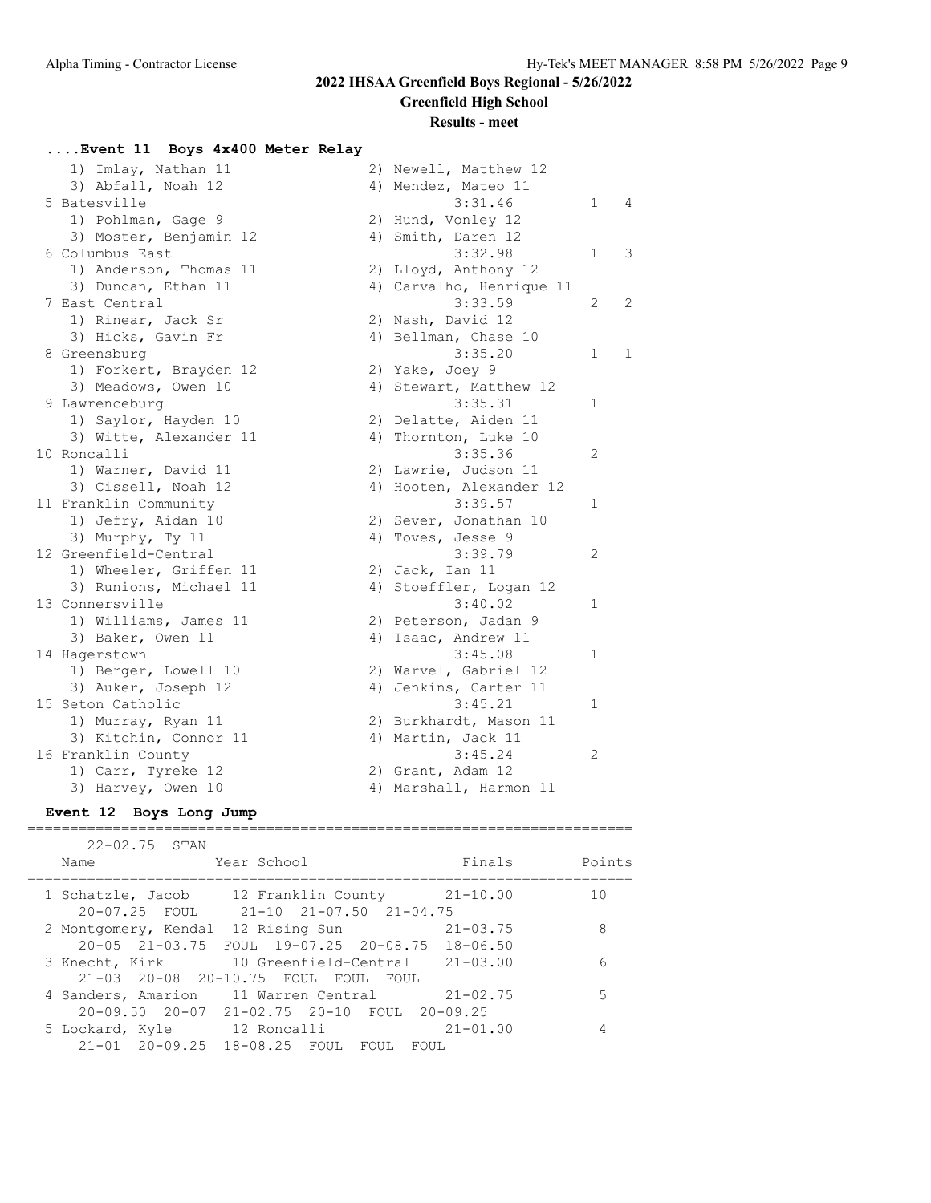## 2022 IHSAA Greenfield Boys Regional - 5/26/2022

**Greenfield High School**

**Results - meet**

### ....Event 11 Boys 4x400 Meter Relay

```
    1) Imlay, Nathan 11                2) Newell, Matthew 12
    3) Abfall, Noah 12                 4) Mendez, Mateo 11
  5 Batesville                             3:31.46         1    4
    1) Pohlman, Gage 9                 2) Hund, Vonley 12
    3) Moster, Benjamin 12             4) Smith, Daren 12
  6 Columbus East                          3:32.98         1    3
    1) Anderson, Thomas 11             2) Lloyd, Anthony 12
    3) Duncan, Ethan 11                4) Carvalho, Henrique 11
  7 East Central                           3:33.59         2    2
    1) Rinear, Jack Sr                 2) Nash, David 12
    3) Hicks, Gavin Fr                 4) Bellman, Chase 10
  8 Greensburg                             3:35.20         1    1
    1) Forkert, Brayden 12             2) Yake, Joey 9
    3) Meadows, Owen 10                4) Stewart, Matthew 12
  9 Lawrenceburg                           3:35.31         1
    1) Saylor, Hayden 10               2) Delatte, Aiden 11
    3) Witte, Alexander 11             4) Thornton, Luke 10
 10 Roncalli                               3:35.36         2
    1) Warner, David 11                2) Lawrie, Judson 11
    3) Cissell, Noah 12                4) Hooten, Alexander 12
 11 Franklin Community                     3:39.57         1
    1) Jefry, Aidan 10                 2) Sever, Jonathan 10
    3) Murphy, Ty 11                   4) Toves, Jesse 9
 12 Greenfield-Central                     3:39.79         2
    1) Wheeler, Griffen 11             2) Jack, Ian 11
    3) Runions, Michael 11             4) Stoeffler, Logan 12
 13 Connersville                           3:40.02         1
    1) Williams, James 11              2) Peterson, Jadan 9
    3) Baker, Owen 11                  4) Isaac, Andrew 11
 14 Hagerstown                             3:45.08         1
    1) Berger, Lowell 10               2) Warvel, Gabriel 12
    3) Auker, Joseph 12                4) Jenkins, Carter 11
 15 Seton Catholic                         3:45.21         1
    1) Murray, Ryan 11                 2) Burkhardt, Mason 11
    3) Kitchin, Connor 11              4) Martin, Jack 11
 16 Franklin County                        3:45.24         2
    1) Carr, Tyreke 12                 2) Grant, Adam 12
    3) Harvey, Owen 10                 4) Marshall, Harmon 11
```

### Event 12 Boys Long Jump

```
=======================================================================
      22-02.75  STAN
    Name                 Year School                Finals       Points
=======================================================================
  1 Schatzle, Jacob      12 Franklin County        21-10.00        10
     20-07.25  FOUL     21-10  21-07.50  21-04.75
  2 Montgomery, Kendal  12 Rising Sun              21-03.75         8
     20-05  21-03.75  FOUL  19-07.25  20-08.75  18-06.50
  3 Knecht, Kirk         10 Greenfield-Central     21-03.00         6
     21-03  20-08  20-10.75  FOUL  FOUL  FOUL
  4 Sanders, Amarion     11 Warren Central         21-02.75         5
     20-09.50  20-07  21-02.75  20-10  FOUL  20-09.25
  5 Lockard, Kyle        12 Roncalli               21-01.00         4
     21-01  20-09.25  18-08.25  FOUL  FOUL  FOUL
```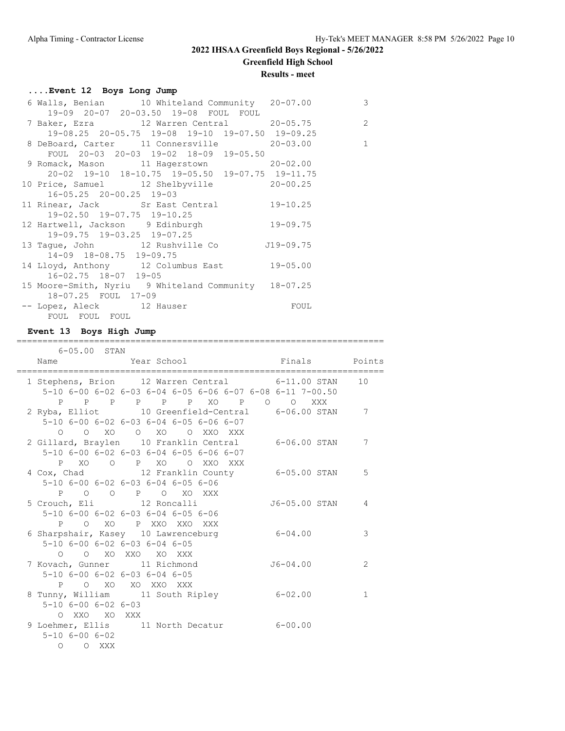## 2022 IHSAA Greenfield Boys Regional - 5/26/2022

### Greenfield High School

### Results - meet

#### ....Event 12 Boys Long Jump

```
  6 Walls, Benian       10 Whiteland Community   20-07.00          3
      19-09  20-07  20-03.50  19-08  FOUL  FOUL
  7 Baker, Ezra         12 Warren Central        20-05.75          2
      19-08.25  20-05.75  19-08  19-10  19-07.50  19-09.25
  8 DeBoard, Carter     11 Connersville          20-03.00          1
      FOUL  20-03  20-03  19-02  18-09  19-05.50
  9 Romack, Mason       11 Hagerstown            20-02.00
      20-02  19-10  18-10.75  19-05.50  19-07.75  19-11.75
 10 Price, Samuel       12 Shelbyville           20-00.25
      16-05.25  20-00.25  19-03
 11 Rinear, Jack        Sr East Central          19-10.25
      19-02.50  19-07.75  19-10.25
 12 Hartwell, Jackson    9 Edinburgh             19-09.75
      19-09.75  19-03.25  19-07.25
 13 Tague, John         12 Rushville Co         J19-09.75
      14-09  18-08.75  19-09.75
 14 Lloyd, Anthony      12 Columbus East         19-05.00
      16-02.75  18-07  19-05
 15 Moore-Smith, Nyriu   9 Whiteland Community   18-07.25
      18-07.25  FOUL  17-09
 -- Lopez, Aleck        12 Hauser                    FOUL
      FOUL  FOUL  FOUL
```

#### Event 13 Boys High Jump

```
=======================================================================
        6-05.00  STAN
    Name              Year School                Finals        Points
=======================================================================
  1 Stephens, Brion     12 Warren Central        6-11.00 STAN    10
     5-10 6-00 6-02 6-03 6-04 6-05 6-06 6-07 6-08 6-11 7-00.50
        P    P    P    P    P    P   XO    P    O    O  XXX
  2 Ryba, Elliot        10 Greenfield-Central    6-06.00 STAN     7
     5-10 6-00 6-02 6-03 6-04 6-05 6-06 6-07
        O    O   XO    O   XO    O  XXO  XXX
  2 Gillard, Braylen    10 Franklin Central      6-06.00 STAN     7
     5-10 6-00 6-02 6-03 6-04 6-05 6-06 6-07
        P   XO    O    P   XO    O  XXO  XXX
  4 Cox, Chad           12 Franklin County       6-05.00 STAN     5
     5-10 6-00 6-02 6-03 6-04 6-05 6-06
        P    O    O    P    O   XO  XXX
  5 Crouch, Eli         12 Roncalli             J6-05.00 STAN     4
     5-10 6-00 6-02 6-03 6-04 6-05 6-06
        P    O   XO    P  XXO  XXO  XXX
  6 Sharpshair, Kasey   10 Lawrenceburg          6-04.00          3
     5-10 6-00 6-02 6-03 6-04 6-05
        O    O   XO  XXO   XO  XXX
  7 Kovach, Gunner      11 Richmond             J6-04.00          2
     5-10 6-00 6-02 6-03 6-04 6-05
        P    O   XO   XO  XXO  XXX
  8 Tunny, William      11 South Ripley          6-02.00          1
     5-10 6-00 6-02 6-03
        O  XXO   XO  XXX
  9 Loehmer, Ellis      11 North Decatur         6-00.00
     5-10 6-00 6-02
        O    O  XXX
```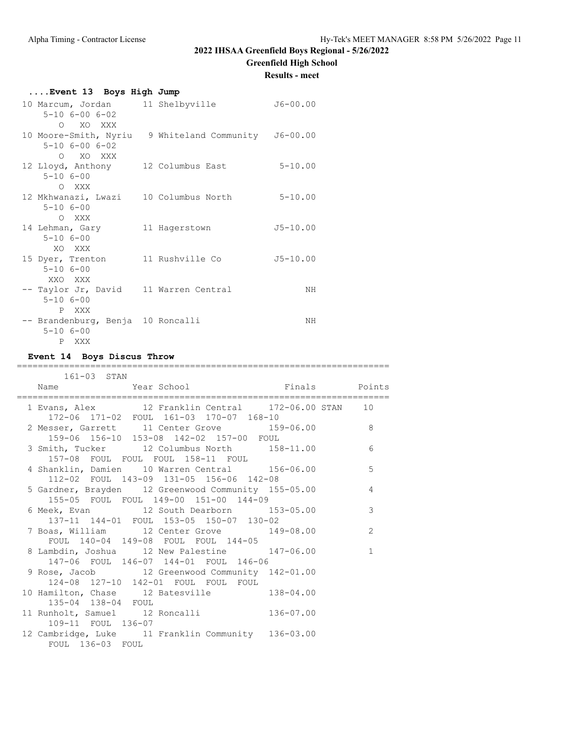## 2022 IHSAA Greenfield Boys Regional - 5/26/2022

### Greenfield High School

### Results - meet

#### ....Event 13 Boys High Jump

```
10 Marcum, Jordan        11 Shelbyville           J6-00.00
     5-10 6-00 6-02
       O   XO  XXX
10 Moore-Smith, Nyriu   9 Whiteland Community   J6-00.00
     5-10 6-00 6-02
       O   XO  XXX
12 Lloyd, Anthony       12 Columbus East          5-10.00
     5-10 6-00
       O  XXX
12 Mkhwanazi, Lwazi     10 Columbus North         5-10.00
     5-10 6-00
       O  XXX
14 Lehman, Gary         11 Hagerstown            J5-10.00
     5-10 6-00
      XO  XXX
15 Dyer, Trenton        11 Rushville Co          J5-10.00
     5-10 6-00
     XXO  XXX
-- Taylor Jr, David     11 Warren Central              NH
     5-10 6-00
       P  XXX
-- Brandenburg, Benja  10 Roncalli                    NH
     5-10 6-00
       P  XXX
```

#### Event 14 Boys Discus Throw

```
=======================================================================
       161-03  STAN
    Name                 Year School                 Finals      Points
=======================================================================
  1 Evans, Alex          12 Franklin Central     172-06.00 STAN    10
      172-06  171-02  FOUL  161-03  170-07  168-10
  2 Messer, Garrett      11 Center Grove         159-06.00          8
      159-06  156-10  153-08  142-02  157-00  FOUL
  3 Smith, Tucker        12 Columbus North       158-11.00          6
      157-08  FOUL  FOUL  FOUL  158-11  FOUL
  4 Shanklin, Damien     10 Warren Central       156-06.00          5
      112-02  FOUL  143-09  131-05  156-06  142-08
  5 Gardner, Brayden     12 Greenwood Community  155-05.00          4
      155-05  FOUL  FOUL  149-00  151-00  144-09
  6 Meek, Evan           12 South Dearborn       153-05.00          3
      137-11  144-01  FOUL  153-05  150-07  130-02
  7 Boas, William        12 Center Grove         149-08.00          2
      FOUL  140-04  149-08  FOUL  FOUL  144-05
  8 Lambdin, Joshua      12 New Palestine        147-06.00          1
      147-06  FOUL  146-07  144-01  FOUL  146-06
  9 Rose, Jacob          12 Greenwood Community  142-01.00
      124-08  127-10  142-01  FOUL  FOUL  FOUL
 10 Hamilton, Chase      12 Batesville           138-04.00
      135-04  138-04  FOUL
 11 Runholt, Samuel      12 Roncalli             136-07.00
      109-11  FOUL  136-07
 12 Cambridge, Luke      11 Franklin Community   136-03.00
      FOUL  136-03  FOUL
```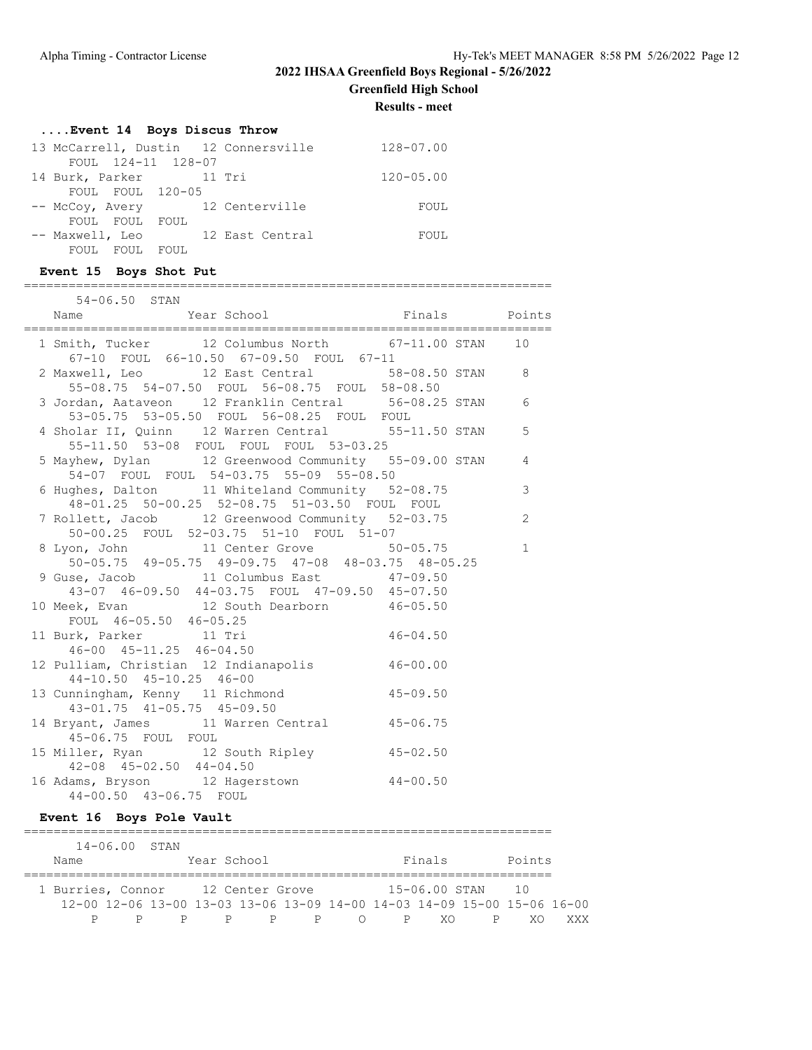## 2022 IHSAA Greenfield Boys Regional - 5/26/2022

**Greenfield High School**

**Results - meet**

### ....Event 14 Boys Discus Throw

```
 13 McCarrell, Dustin   12 Connersville          128-07.00
      FOUL  124-11  128-07
 14 Burk, Parker        11 Tri                   120-05.00
      FOUL  FOUL  120-05
 -- McCoy, Avery        12 Centerville                FOUL
      FOUL  FOUL  FOUL
 -- Maxwell, Leo        12 East Central               FOUL
      FOUL  FOUL  FOUL
```

### Event 15 Boys Shot Put

```
=======================================================================
      54-06.50  STAN
    Name                 Year School                 Finals      Points
=======================================================================
  1 Smith, Tucker        12 Columbus North       67-11.00 STAN    10
      67-10  FOUL  66-10.50  67-09.50  FOUL  67-11
  2 Maxwell, Leo         12 East Central         58-08.50 STAN     8
      55-08.75  54-07.50  FOUL  56-08.75  FOUL  58-08.50
  3 Jordan, Aataveon     12 Franklin Central     56-08.25 STAN     6
      53-05.75  53-05.50  FOUL  56-08.25  FOUL  FOUL
  4 Sholar II, Quinn     12 Warren Central       55-11.50 STAN     5
      55-11.50  53-08  FOUL  FOUL  FOUL  53-03.25
  5 Mayhew, Dylan        12 Greenwood Community  55-09.00 STAN     4
      54-07  FOUL  FOUL  54-03.75  55-09  55-08.50
  6 Hughes, Dalton       11 Whiteland Community  52-08.75          3
      48-01.25  50-00.25  52-08.75  51-03.50  FOUL  FOUL
  7 Rollett, Jacob       12 Greenwood Community  52-03.75          2
      50-00.25  FOUL  52-03.75  51-10  FOUL  51-07
  8 Lyon, John           11 Center Grove         50-05.75          1
      50-05.75  49-05.75  49-09.75  47-08  48-03.75  48-05.25
  9 Guse, Jacob          11 Columbus East        47-09.50
      43-07  46-09.50  44-03.75  FOUL  47-09.50  45-07.50
 10 Meek, Evan           12 South Dearborn       46-05.50
      FOUL  46-05.50  46-05.25
 11 Burk, Parker         11 Tri                  46-04.50
      46-00  45-11.25  46-04.50
 12 Pulliam, Christian   12 Indianapolis         46-00.00
      44-10.50  45-10.25  46-00
 13 Cunningham, Kenny    11 Richmond             45-09.50
      43-01.75  41-05.75  45-09.50
 14 Bryant, James        11 Warren Central       45-06.75
      45-06.75  FOUL  FOUL
 15 Miller, Ryan         12 South Ripley         45-02.50
      42-08  45-02.50  44-04.50
 16 Adams, Bryson        12 Hagerstown           44-00.50
      44-00.50  43-06.75  FOUL
```

### Event 16 Boys Pole Vault

```
=======================================================================
      14-06.00  STAN
    Name                 Year School                 Finals      Points
=======================================================================
  1 Burries, Connor      12 Center Grove         15-06.00 STAN    10
     12-00 12-06 13-00 13-03 13-06 13-09 14-00 14-03 14-09 15-00 15-06 16-00
         P     P     P     P     P     P     O     P    XO     P    XO   XXX
```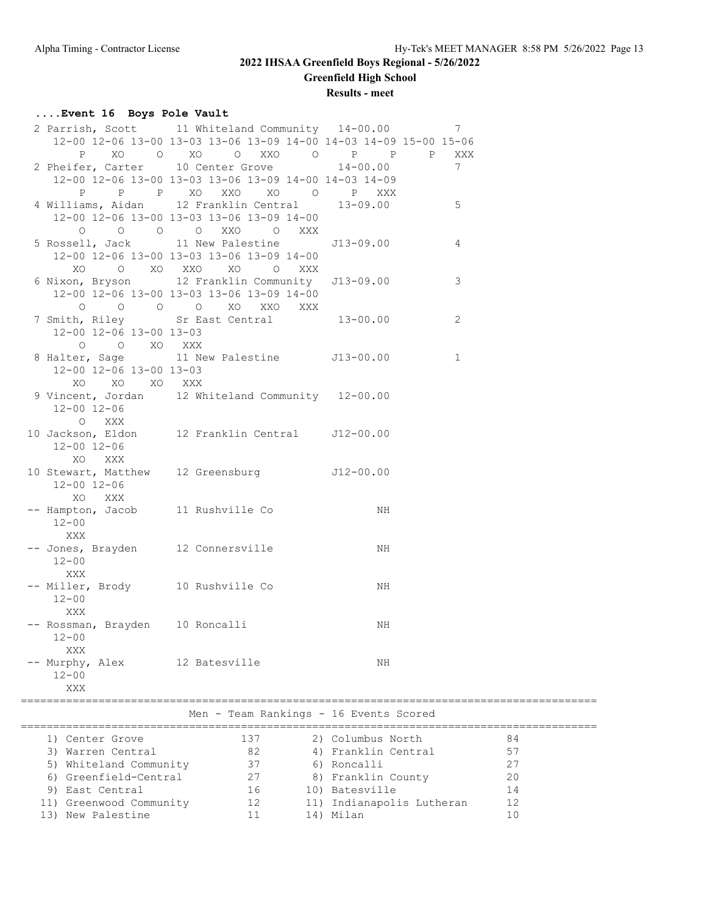## 2022 IHSAA Greenfield Boys Regional - 5/26/2022

**Greenfield High School**

**Results - meet**

### ....Event 16 Boys Pole Vault

```
  2 Parrish, Scott       11 Whiteland Community   14-00.00          7
     12-00 12-06 13-00 13-03 13-06 13-09 14-00 14-03 14-09 15-00 15-06
         P    XO     O    XO     O   XXO     O     P     P     P   XXX
  2 Pheifer, Carter      10 Center Grove          14-00.00          7
     12-00 12-06 13-00 13-03 13-06 13-09 14-00 14-03 14-09
         P     P     P    XO   XXO    XO     O     P   XXX
  4 Williams, Aidan      12 Franklin Central      13-09.00          5
     12-00 12-06 13-00 13-03 13-06 13-09 14-00
         O     O     O     O   XXO     O   XXX
  5 Rossell, Jack        11 New Palestine        J13-09.00          4
     12-00 12-06 13-00 13-03 13-06 13-09 14-00
        XO     O    XO   XXO    XO     O   XXX
  6 Nixon, Bryson        12 Franklin Community   J13-09.00          3
     12-00 12-06 13-00 13-03 13-06 13-09 14-00
         O     O     O     O    XO   XXO   XXX
  7 Smith, Riley         Sr East Central          13-00.00          2
     12-00 12-06 13-00 13-03
         O     O    XO   XXX
  8 Halter, Sage         11 New Palestine        J13-00.00          1
     12-00 12-06 13-00 13-03
        XO    XO    XO   XXX
  9 Vincent, Jordan      12 Whiteland Community   12-00.00
     12-00 12-06
         O   XXX
 10 Jackson, Eldon       12 Franklin Central     J12-00.00
     12-00 12-06
        XO   XXX
 10 Stewart, Matthew     12 Greensburg           J12-00.00
     12-00 12-06
        XO   XXX
 -- Hampton, Jacob       11 Rushville Co                NH
     12-00
       XXX
 -- Jones, Brayden       12 Connersville                NH
     12-00
       XXX
 -- Miller, Brody        10 Rushville Co                NH
     12-00
       XXX
 -- Rossman, Brayden     10 Roncalli                    NH
     12-00
       XXX
 -- Murphy, Alex         12 Batesville                  NH
     12-00
       XXX
```

### Men - Team Rankings - 16 Events Scored

| Rank | Team | Points | Rank | Team | Points |
|---|---|---|---|---|---|
| 1) | Center Grove | 137 | 2) | Columbus North | 84 |
| 3) | Warren Central | 82 | 4) | Franklin Central | 57 |
| 5) | Whiteland Community | 37 | 6) | Roncalli | 27 |
| 6) | Greenfield-Central | 27 | 8) | Franklin County | 20 |
| 9) | East Central | 16 | 10) | Batesville | 14 |
| 11) | Greenwood Community | 12 | 11) | Indianapolis Lutheran | 12 |
| 13) | New Palestine | 11 | 14) | Milan | 10 |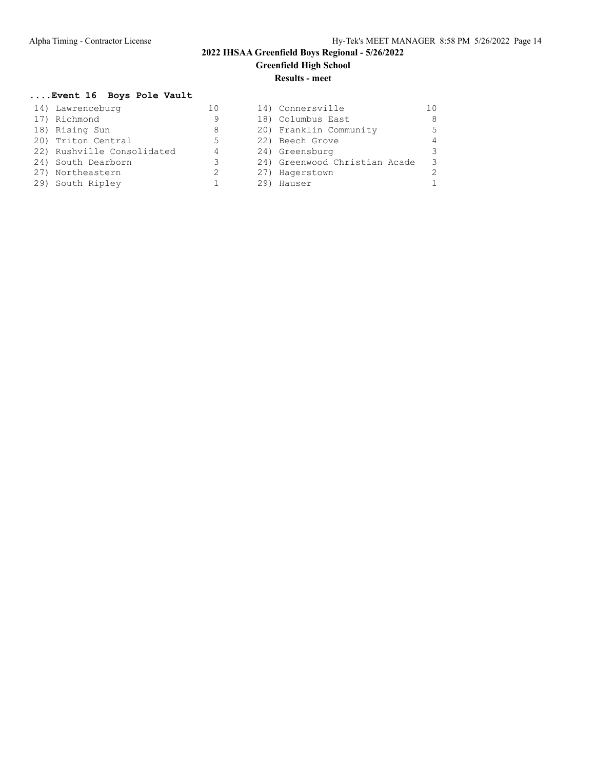## 2022 IHSAA Greenfield Boys Regional - 5/26/2022

### Greenfield High School

### Results - meet

**....Event 16 Boys Pole Vault**

| | | | |
|---|---|---|---|
| 14) Lawrenceburg | 10 | 14) Connersville | 10 |
| 17) Richmond | 9 | 18) Columbus East | 8 |
| 18) Rising Sun | 8 | 20) Franklin Community | 5 |
| 20) Triton Central | 5 | 22) Beech Grove | 4 |
| 22) Rushville Consolidated | 4 | 24) Greensburg | 3 |
| 24) South Dearborn | 3 | 24) Greenwood Christian Acade | 3 |
| 27) Northeastern | 2 | 27) Hagerstown | 2 |
| 29) South Ripley | 1 | 29) Hauser | 1 |